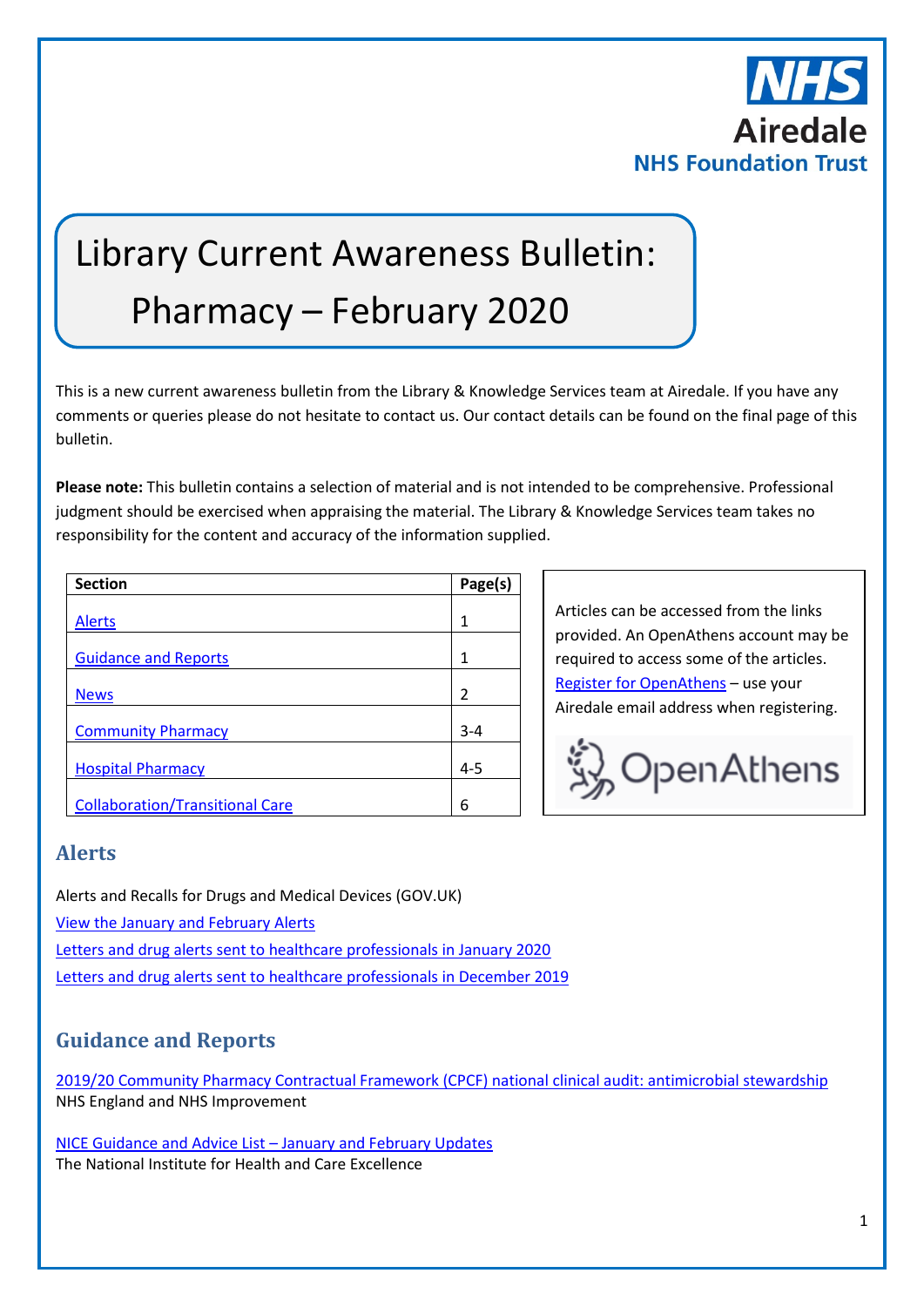NHS
Airedale
NHS Foundation Trust

# Library Current Awareness Bulletin: Pharmacy – February 2020

This is a new current awareness bulletin from the Library & Knowledge Services team at Airedale. If you have any comments or queries please do not hesitate to contact us. Our contact details can be found on the final page of this bulletin.

**Please note:** This bulletin contains a selection of material and is not intended to be comprehensive. Professional judgment should be exercised when appraising the material. The Library & Knowledge Services team takes no responsibility for the content and accuracy of the information supplied.

| Section | Page(s) |
|---|---|
| Alerts | 1 |
| Guidance and Reports | 1 |
| News | 2 |
| Community Pharmacy | 3-4 |
| Hospital Pharmacy | 4-5 |
| Collaboration/Transitional Care | 6 |

Articles can be accessed from the links provided. An OpenAthens account may be required to access some of the articles. Register for OpenAthens – use your Airedale email address when registering.

OpenAthens

## Alerts

Alerts and Recalls for Drugs and Medical Devices (GOV.UK)

View the January and February Alerts

Letters and drug alerts sent to healthcare professionals in January 2020

Letters and drug alerts sent to healthcare professionals in December 2019

## Guidance and Reports

2019/20 Community Pharmacy Contractual Framework (CPCF) national clinical audit: antimicrobial stewardship
NHS England and NHS Improvement

NICE Guidance and Advice List – January and February Updates
The National Institute for Health and Care Excellence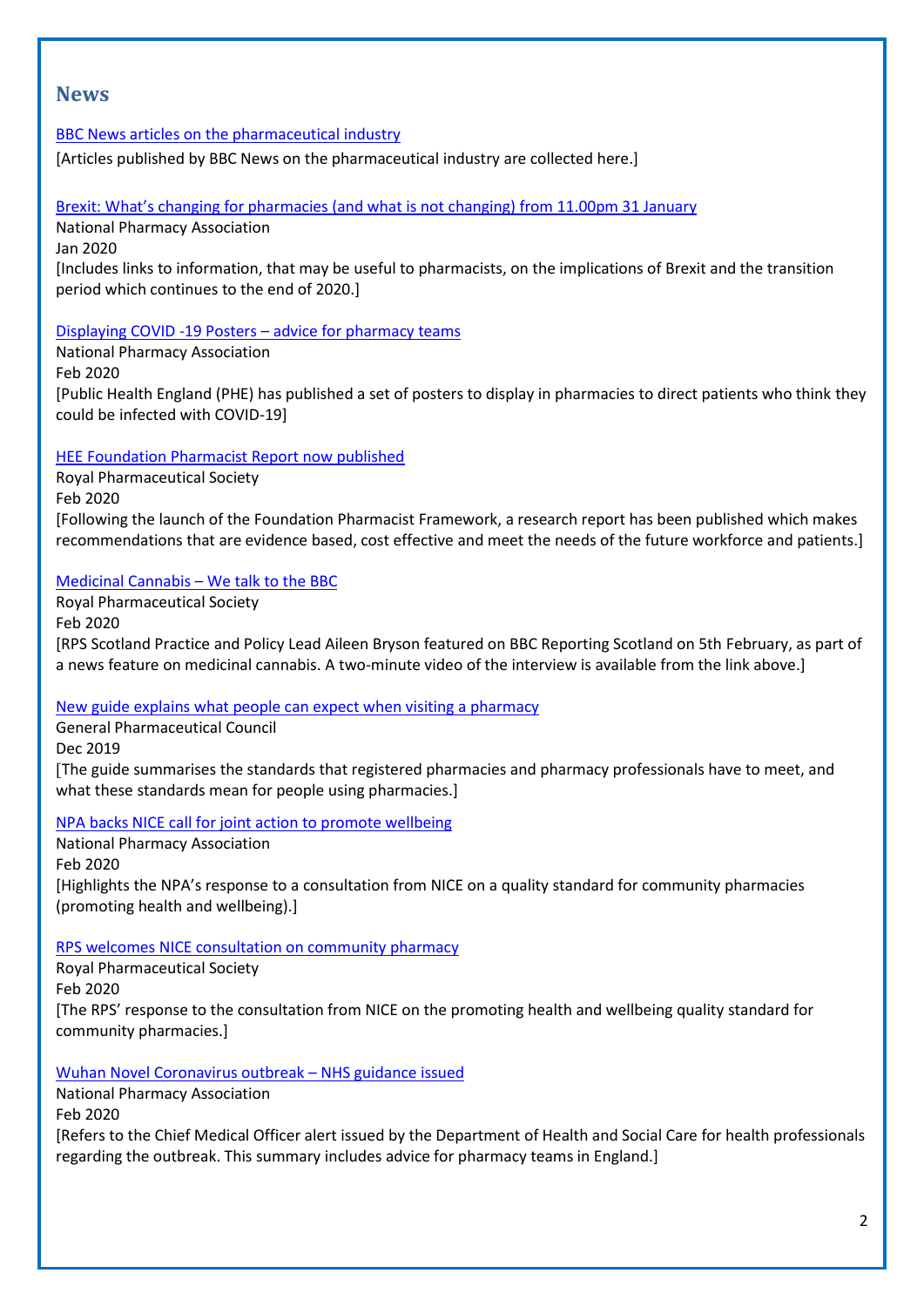## News

BBC News articles on the pharmaceutical industry

[Articles published by BBC News on the pharmaceutical industry are collected here.]

Brexit: What's changing for pharmacies (and what is not changing) from 11.00pm 31 January

National Pharmacy Association

Jan 2020

[Includes links to information, that may be useful to pharmacists, on the implications of Brexit and the transition period which continues to the end of 2020.]

Displaying COVID -19 Posters – advice for pharmacy teams

National Pharmacy Association

Feb 2020

[Public Health England (PHE) has published a set of posters to display in pharmacies to direct patients who think they could be infected with COVID-19]

HEE Foundation Pharmacist Report now published

Royal Pharmaceutical Society

Feb 2020

[Following the launch of the Foundation Pharmacist Framework, a research report has been published which makes recommendations that are evidence based, cost effective and meet the needs of the future workforce and patients.]

Medicinal Cannabis – We talk to the BBC

Royal Pharmaceutical Society

Feb 2020

[RPS Scotland Practice and Policy Lead Aileen Bryson featured on BBC Reporting Scotland on 5th February, as part of a news feature on medicinal cannabis. A two-minute video of the interview is available from the link above.]

New guide explains what people can expect when visiting a pharmacy

General Pharmaceutical Council

Dec 2019

[The guide summarises the standards that registered pharmacies and pharmacy professionals have to meet, and what these standards mean for people using pharmacies.]

NPA backs NICE call for joint action to promote wellbeing

National Pharmacy Association

Feb 2020

[Highlights the NPA's response to a consultation from NICE on a quality standard for community pharmacies (promoting health and wellbeing).]

RPS welcomes NICE consultation on community pharmacy

Royal Pharmaceutical Society

Feb 2020

[The RPS' response to the consultation from NICE on the promoting health and wellbeing quality standard for community pharmacies.]

Wuhan Novel Coronavirus outbreak – NHS guidance issued

National Pharmacy Association

Feb 2020

[Refers to the Chief Medical Officer alert issued by the Department of Health and Social Care for health professionals regarding the outbreak. This summary includes advice for pharmacy teams in England.]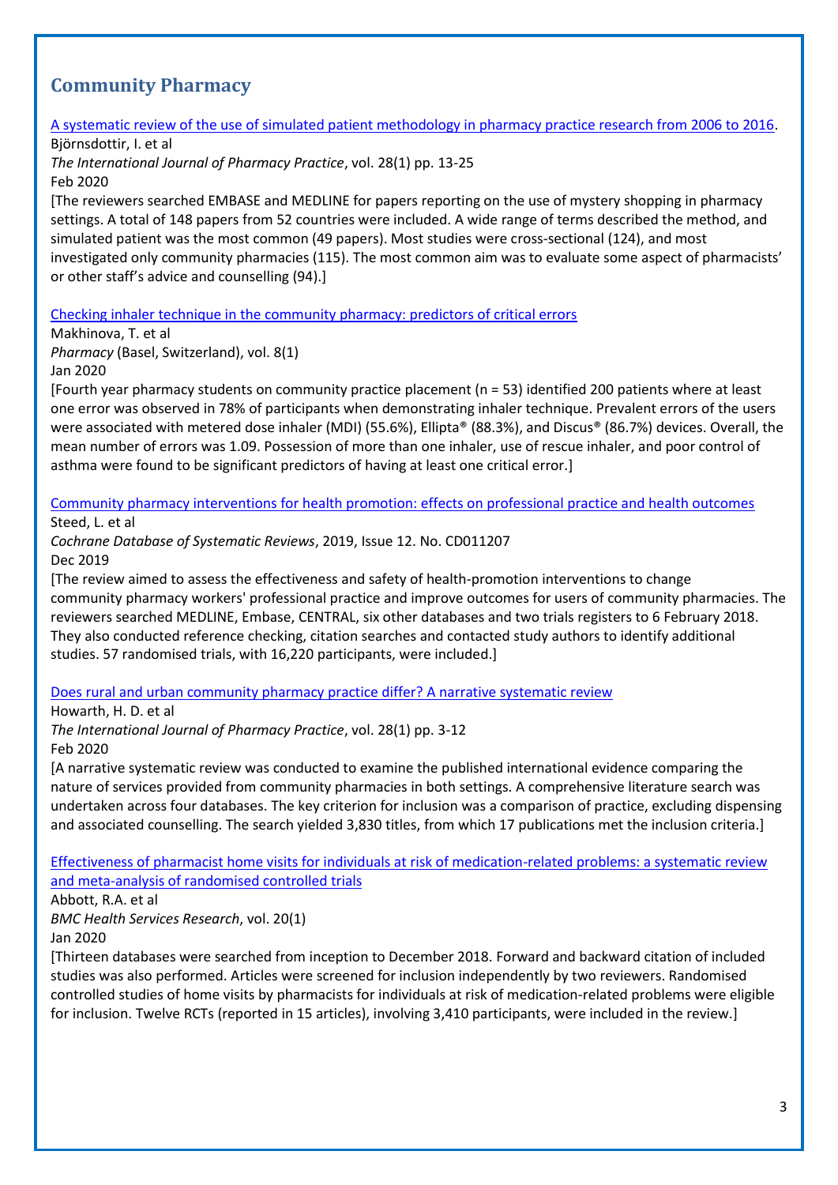## Community Pharmacy

[A systematic review of the use of simulated patient methodology in pharmacy practice research from 2006 to 2016](#).
Björnsdottir, I. et al
*The International Journal of Pharmacy Practice*, vol. 28(1) pp. 13-25
Feb 2020
[The reviewers searched EMBASE and MEDLINE for papers reporting on the use of mystery shopping in pharmacy settings. A total of 148 papers from 52 countries were included. A wide range of terms described the method, and simulated patient was the most common (49 papers). Most studies were cross-sectional (124), and most investigated only community pharmacies (115). The most common aim was to evaluate some aspect of pharmacists' or other staff's advice and counselling (94).]

[Checking inhaler technique in the community pharmacy: predictors of critical errors](#)
Makhinova, T. et al
*Pharmacy* (Basel, Switzerland), vol. 8(1)
Jan 2020
[Fourth year pharmacy students on community practice placement (n = 53) identified 200 patients where at least one error was observed in 78% of participants when demonstrating inhaler technique. Prevalent errors of the users were associated with metered dose inhaler (MDI) (55.6%), Ellipta® (88.3%), and Discus® (86.7%) devices. Overall, the mean number of errors was 1.09. Possession of more than one inhaler, use of rescue inhaler, and poor control of asthma were found to be significant predictors of having at least one critical error.]

[Community pharmacy interventions for health promotion: effects on professional practice and health outcomes](#)
Steed, L. et al
*Cochrane Database of Systematic Reviews*, 2019, Issue 12. No. CD011207
Dec 2019
[The review aimed to assess the effectiveness and safety of health-promotion interventions to change community pharmacy workers' professional practice and improve outcomes for users of community pharmacies. The reviewers searched MEDLINE, Embase, CENTRAL, six other databases and two trials registers to 6 February 2018. They also conducted reference checking, citation searches and contacted study authors to identify additional studies. 57 randomised trials, with 16,220 participants, were included.]

[Does rural and urban community pharmacy practice differ? A narrative systematic review](#)
Howarth, H. D. et al
*The International Journal of Pharmacy Practice*, vol. 28(1) pp. 3-12
Feb 2020
[A narrative systematic review was conducted to examine the published international evidence comparing the nature of services provided from community pharmacies in both settings. A comprehensive literature search was undertaken across four databases. The key criterion for inclusion was a comparison of practice, excluding dispensing and associated counselling. The search yielded 3,830 titles, from which 17 publications met the inclusion criteria.]

[Effectiveness of pharmacist home visits for individuals at risk of medication-related problems: a systematic review and meta-analysis of randomised controlled trials](#)
Abbott, R.A. et al
*BMC Health Services Research*, vol. 20(1)
Jan 2020
[Thirteen databases were searched from inception to December 2018. Forward and backward citation of included studies was also performed. Articles were screened for inclusion independently by two reviewers. Randomised controlled studies of home visits by pharmacists for individuals at risk of medication-related problems were eligible for inclusion. Twelve RCTs (reported in 15 articles), involving 3,410 participants, were included in the review.]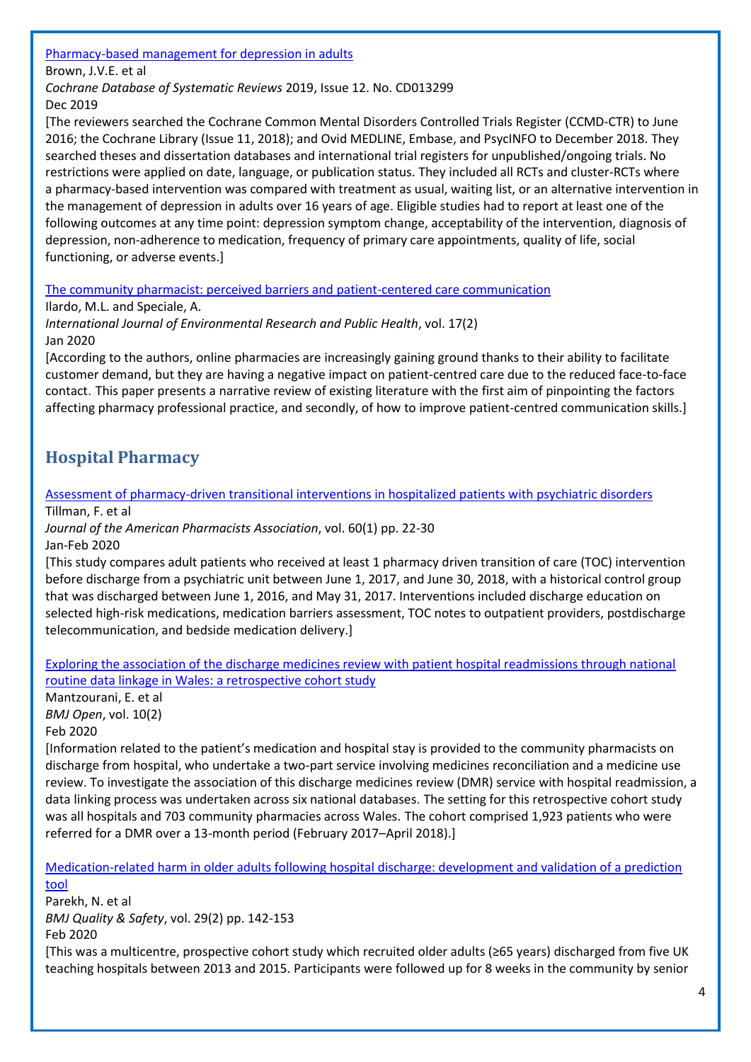[Pharmacy-based management for depression in adults](#)
Brown, J.V.E. et al
*Cochrane Database of Systematic Reviews* 2019, Issue 12. No. CD013299
Dec 2019
[The reviewers searched the Cochrane Common Mental Disorders Controlled Trials Register (CCMD-CTR) to June 2016; the Cochrane Library (Issue 11, 2018); and Ovid MEDLINE, Embase, and PsycINFO to December 2018. They searched theses and dissertation databases and international trial registers for unpublished/ongoing trials. No restrictions were applied on date, language, or publication status. They included all RCTs and cluster-RCTs where a pharmacy-based intervention was compared with treatment as usual, waiting list, or an alternative intervention in the management of depression in adults over 16 years of age. Eligible studies had to report at least one of the following outcomes at any time point: depression symptom change, acceptability of the intervention, diagnosis of depression, non-adherence to medication, frequency of primary care appointments, quality of life, social functioning, or adverse events.]

[The community pharmacist: perceived barriers and patient-centered care communication](#)
Ilardo, M.L. and Speciale, A.
*International Journal of Environmental Research and Public Health*, vol. 17(2)
Jan 2020
[According to the authors, online pharmacies are increasingly gaining ground thanks to their ability to facilitate customer demand, but they are having a negative impact on patient-centred care due to the reduced face-to-face contact. This paper presents a narrative review of existing literature with the first aim of pinpointing the factors affecting pharmacy professional practice, and secondly, of how to improve patient-centred communication skills.]

## Hospital Pharmacy

[Assessment of pharmacy-driven transitional interventions in hospitalized patients with psychiatric disorders](#)
Tillman, F. et al
*Journal of the American Pharmacists Association*, vol. 60(1) pp. 22-30
Jan-Feb 2020
[This study compares adult patients who received at least 1 pharmacy driven transition of care (TOC) intervention before discharge from a psychiatric unit between June 1, 2017, and June 30, 2018, with a historical control group that was discharged between June 1, 2016, and May 31, 2017. Interventions included discharge education on selected high-risk medications, medication barriers assessment, TOC notes to outpatient providers, postdischarge telecommunication, and bedside medication delivery.]

[Exploring the association of the discharge medicines review with patient hospital readmissions through national routine data linkage in Wales: a retrospective cohort study](#)
Mantzourani, E. et al
*BMJ Open*, vol. 10(2)
Feb 2020
[Information related to the patient's medication and hospital stay is provided to the community pharmacists on discharge from hospital, who undertake a two-part service involving medicines reconciliation and a medicine use review. To investigate the association of this discharge medicines review (DMR) service with hospital readmission, a data linking process was undertaken across six national databases. The setting for this retrospective cohort study was all hospitals and 703 community pharmacies across Wales. The cohort comprised 1,923 patients who were referred for a DMR over a 13-month period (February 2017–April 2018).]

[Medication-related harm in older adults following hospital discharge: development and validation of a prediction tool](#)
Parekh, N. et al
*BMJ Quality & Safety*, vol. 29(2) pp. 142-153
Feb 2020
[This was a multicentre, prospective cohort study which recruited older adults (≥65 years) discharged from five UK teaching hospitals between 2013 and 2015. Participants were followed up for 8 weeks in the community by senior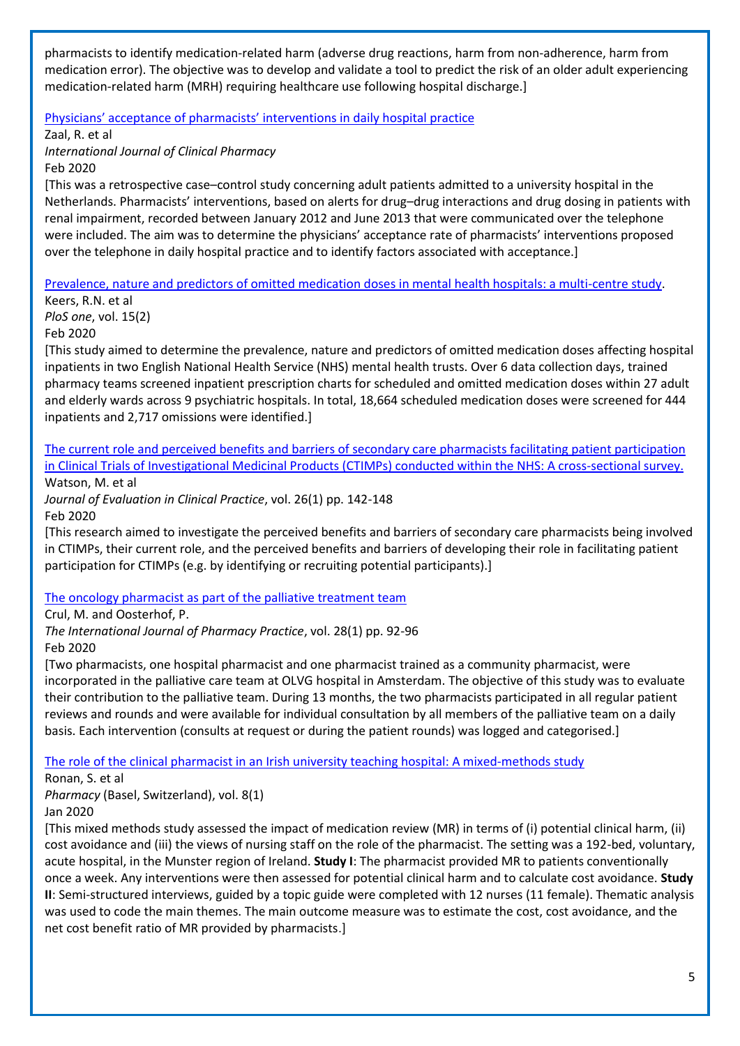pharmacists to identify medication-related harm (adverse drug reactions, harm from non-adherence, harm from medication error). The objective was to develop and validate a tool to predict the risk of an older adult experiencing medication-related harm (MRH) requiring healthcare use following hospital discharge.]

[Physicians' acceptance of pharmacists' interventions in daily hospital practice]()
Zaal, R. et al
*International Journal of Clinical Pharmacy*
Feb 2020
[This was a retrospective case–control study concerning adult patients admitted to a university hospital in the Netherlands. Pharmacists' interventions, based on alerts for drug–drug interactions and drug dosing in patients with renal impairment, recorded between January 2012 and June 2013 that were communicated over the telephone were included. The aim was to determine the physicians' acceptance rate of pharmacists' interventions proposed over the telephone in daily hospital practice and to identify factors associated with acceptance.]

[Prevalence, nature and predictors of omitted medication doses in mental health hospitals: a multi-centre study]().
Keers, R.N. et al
*PloS one*, vol. 15(2)
Feb 2020
[This study aimed to determine the prevalence, nature and predictors of omitted medication doses affecting hospital inpatients in two English National Health Service (NHS) mental health trusts. Over 6 data collection days, trained pharmacy teams screened inpatient prescription charts for scheduled and omitted medication doses within 27 adult and elderly wards across 9 psychiatric hospitals. In total, 18,664 scheduled medication doses were screened for 444 inpatients and 2,717 omissions were identified.]

[The current role and perceived benefits and barriers of secondary care pharmacists facilitating patient participation in Clinical Trials of Investigational Medicinal Products (CTIMPs) conducted within the NHS: A cross-sectional survey.]()
Watson, M. et al
*Journal of Evaluation in Clinical Practice*, vol. 26(1) pp. 142-148
Feb 2020
[This research aimed to investigate the perceived benefits and barriers of secondary care pharmacists being involved in CTIMPs, their current role, and the perceived benefits and barriers of developing their role in facilitating patient participation for CTIMPs (e.g. by identifying or recruiting potential participants).]

[The oncology pharmacist as part of the palliative treatment team]()
Crul, M. and Oosterhof, P.
*The International Journal of Pharmacy Practice*, vol. 28(1) pp. 92-96
Feb 2020
[Two pharmacists, one hospital pharmacist and one pharmacist trained as a community pharmacist, were incorporated in the palliative care team at OLVG hospital in Amsterdam. The objective of this study was to evaluate their contribution to the palliative team. During 13 months, the two pharmacists participated in all regular patient reviews and rounds and were available for individual consultation by all members of the palliative team on a daily basis. Each intervention (consults at request or during the patient rounds) was logged and categorised.]

[The role of the clinical pharmacist in an Irish university teaching hospital: A mixed-methods study]()
Ronan, S. et al
*Pharmacy* (Basel, Switzerland), vol. 8(1)
Jan 2020
[This mixed methods study assessed the impact of medication review (MR) in terms of (i) potential clinical harm, (ii) cost avoidance and (iii) the views of nursing staff on the role of the pharmacist. The setting was a 192-bed, voluntary, acute hospital, in the Munster region of Ireland. **Study I**: The pharmacist provided MR to patients conventionally once a week. Any interventions were then assessed for potential clinical harm and to calculate cost avoidance. **Study II**: Semi-structured interviews, guided by a topic guide were completed with 12 nurses (11 female). Thematic analysis was used to code the main themes. The main outcome measure was to estimate the cost, cost avoidance, and the net cost benefit ratio of MR provided by pharmacists.]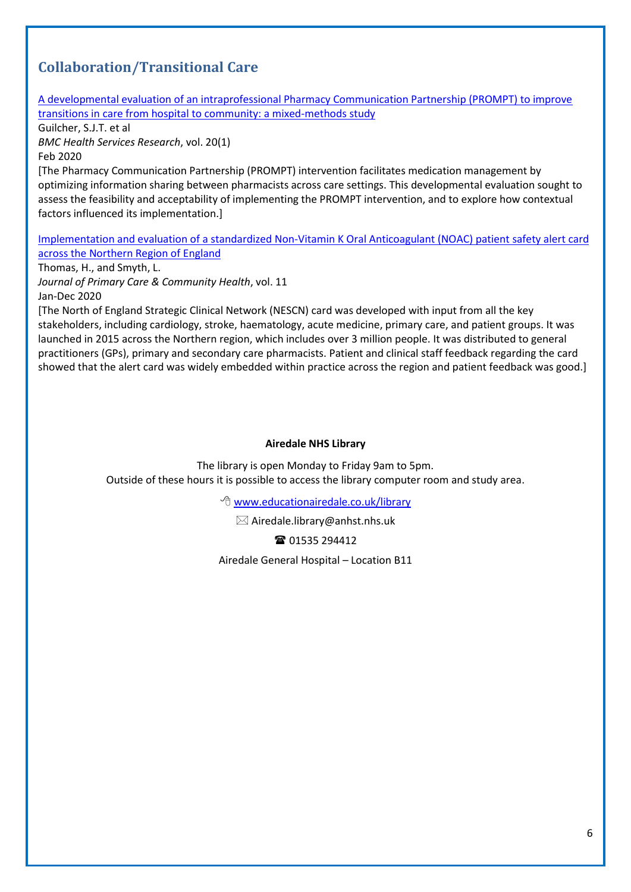## Collaboration/Transitional Care

[A developmental evaluation of an intraprofessional Pharmacy Communication Partnership (PROMPT) to improve transitions in care from hospital to community: a mixed-methods study](#)

Guilcher, S.J.T. et al

*BMC Health Services Research*, vol. 20(1)

Feb 2020

[The Pharmacy Communication Partnership (PROMPT) intervention facilitates medication management by optimizing information sharing between pharmacists across care settings. This developmental evaluation sought to assess the feasibility and acceptability of implementing the PROMPT intervention, and to explore how contextual factors influenced its implementation.]

[Implementation and evaluation of a standardized Non-Vitamin K Oral Anticoagulant (NOAC) patient safety alert card across the Northern Region of England](#)

Thomas, H., and Smyth, L.

*Journal of Primary Care & Community Health*, vol. 11

Jan-Dec 2020

[The North of England Strategic Clinical Network (NESCN) card was developed with input from all the key stakeholders, including cardiology, stroke, haematology, acute medicine, primary care, and patient groups. It was launched in 2015 across the Northern region, which includes over 3 million people. It was distributed to general practitioners (GPs), primary and secondary care pharmacists. Patient and clinical staff feedback regarding the card showed that the alert card was widely embedded within practice across the region and patient feedback was good.]

**Airedale NHS Library**

The library is open Monday to Friday 9am to 5pm.
Outside of these hours it is possible to access the library computer room and study area.

🖱 [www.educationairedale.co.uk/library](http://www.educationairedale.co.uk/library)

✉ Airedale.library@anhst.nhs.uk

☎ 01535 294412

Airedale General Hospital – Location B11